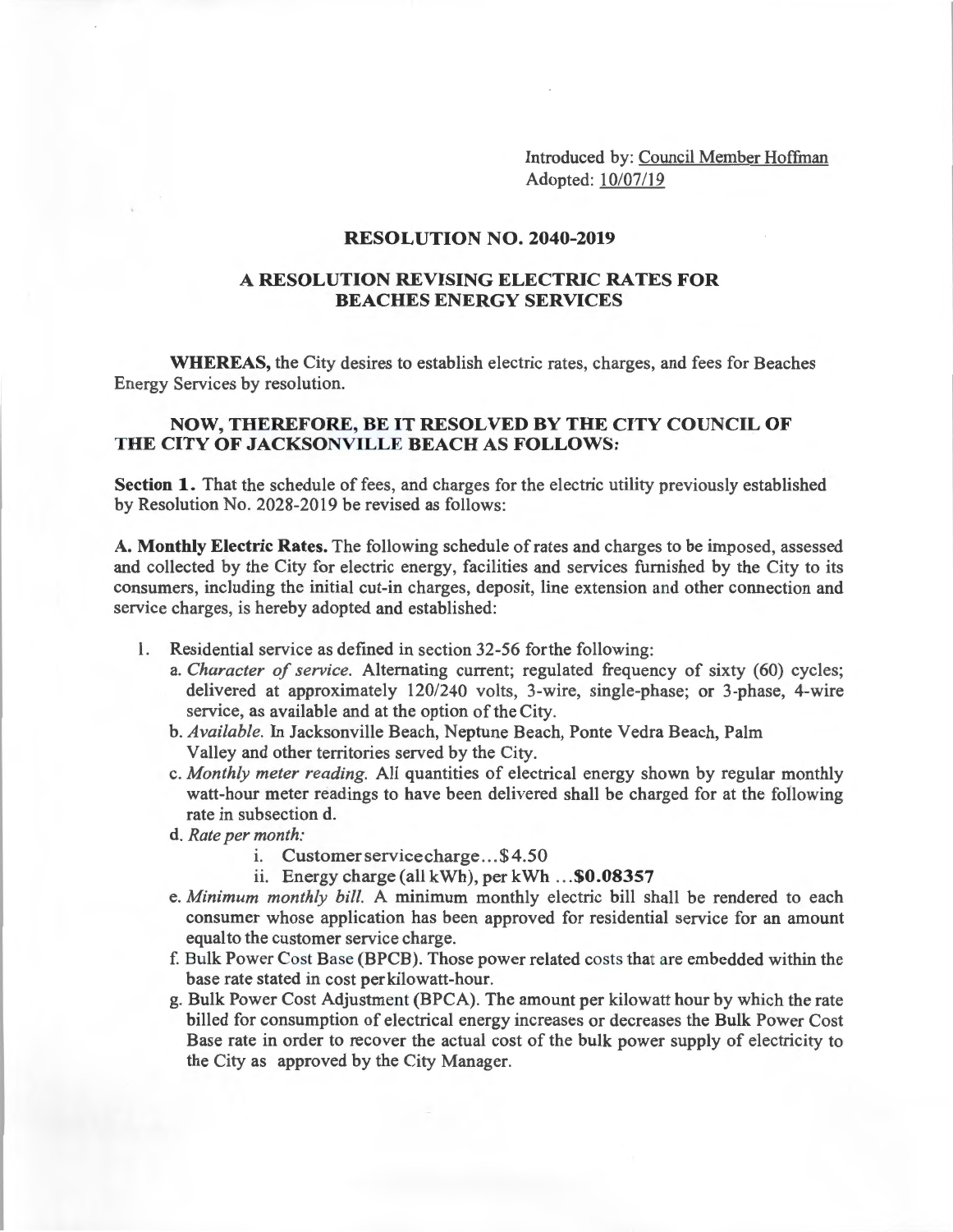Introduced by: Council Member Hoffman
Adopted: 10/07/19

# RESOLUTION NO. 2040-2019

## A RESOLUTION REVISING ELECTRIC RATES FOR BEACHES ENERGY SERVICES

**WHEREAS,** the City desires to establish electric rates, charges, and fees for Beaches Energy Services by resolution.

**NOW, THEREFORE, BE IT RESOLVED BY THE CITY COUNCIL OF THE CITY OF JACKSONVILLE BEACH AS FOLLOWS:**

**Section 1.** That the schedule of fees, and charges for the electric utility previously established by Resolution No. 2028-2019 be revised as follows:

**A. Monthly Electric Rates.** The following schedule of rates and charges to be imposed, assessed and collected by the City for electric energy, facilities and services furnished by the City to its consumers, including the initial cut-in charges, deposit, line extension and other connection and service charges, is hereby adopted and established:

1. Residential service as defined in section 32-56 for the following:
   a. *Character of service.* Alternating current; regulated frequency of sixty (60) cycles; delivered at approximately 120/240 volts, 3-wire, single-phase; or 3-phase, 4-wire service, as available and at the option of the City.
   b. *Available.* In Jacksonville Beach, Neptune Beach, Ponte Vedra Beach, Palm Valley and other territories served by the City.
   c. *Monthly meter reading.* All quantities of electrical energy shown by regular monthly watt-hour meter readings to have been delivered shall be charged for at the following rate in subsection d.
   d. *Rate per month:*
      i. Customer service charge...$4.50
      ii. Energy charge (all kWh), per kWh ...**$0.08357**
   e. *Minimum monthly bill.* A minimum monthly electric bill shall be rendered to each consumer whose application has been approved for residential service for an amount equal to the customer service charge.
   f. Bulk Power Cost Base (BPCB). Those power related costs that are embedded within the base rate stated in cost per kilowatt-hour.
   g. Bulk Power Cost Adjustment (BPCA). The amount per kilowatt hour by which the rate billed for consumption of electrical energy increases or decreases the Bulk Power Cost Base rate in order to recover the actual cost of the bulk power supply of electricity to the City as approved by the City Manager.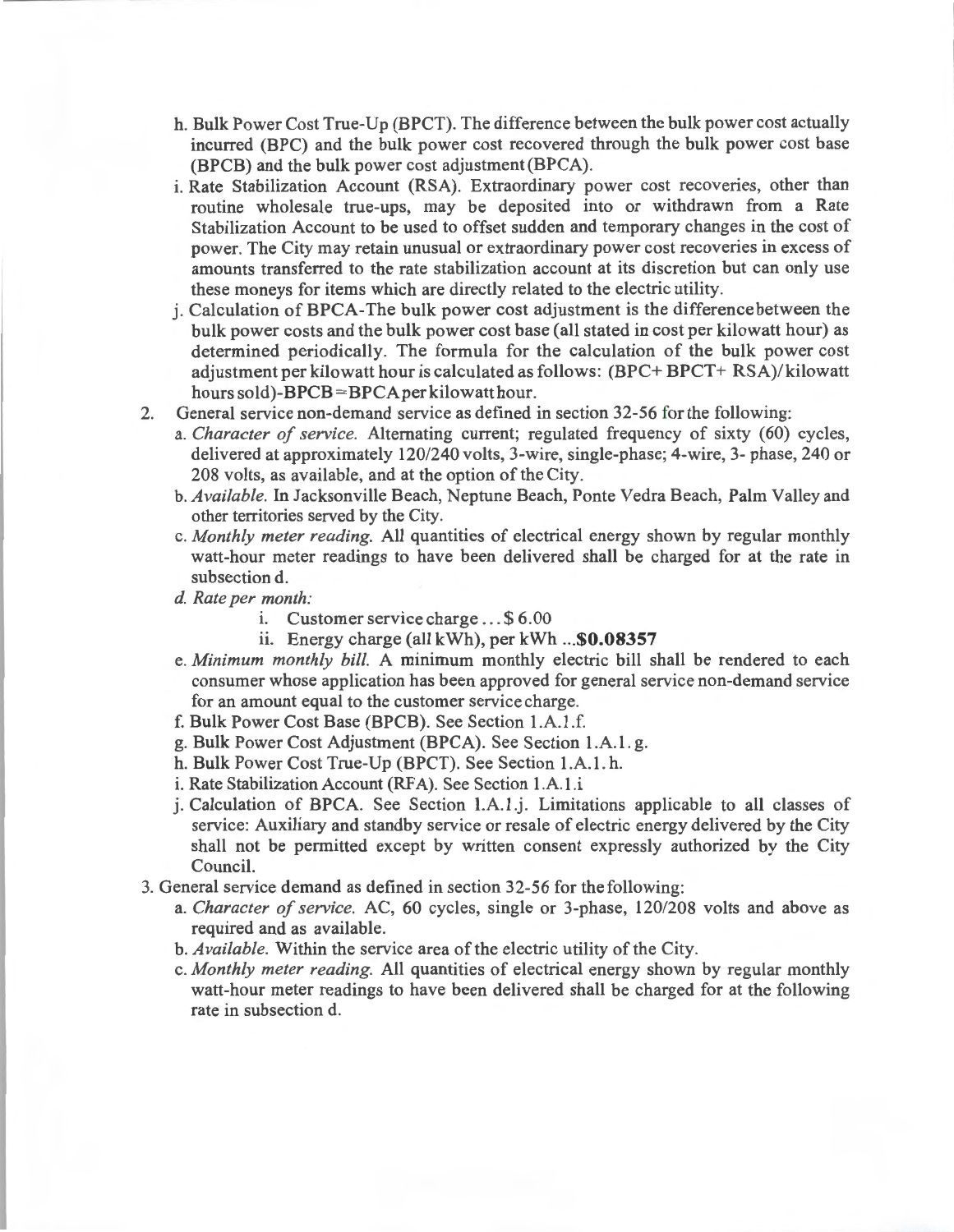h. Bulk Power Cost True-Up (BPCT). The difference between the bulk power cost actually incurred (BPC) and the bulk power cost recovered through the bulk power cost base (BPCB) and the bulk power cost adjustment (BPCA).

i. Rate Stabilization Account (RSA). Extraordinary power cost recoveries, other than routine wholesale true-ups, may be deposited into or withdrawn from a Rate Stabilization Account to be used to offset sudden and temporary changes in the cost of power. The City may retain unusual or extraordinary power cost recoveries in excess of amounts transferred to the rate stabilization account at its discretion but can only use these moneys for items which are directly related to the electric utility.

j. Calculation of BPCA-The bulk power cost adjustment is the difference between the bulk power costs and the bulk power cost base (all stated in cost per kilowatt hour) as determined periodically. The formula for the calculation of the bulk power cost adjustment per kilowatt hour is calculated as follows: (BPC+ BPCT+ RSA)/kilowatt hours sold)-BPCB=BPCA per kilowatt hour.

2. General service non-demand service as defined in section 32-56 for the following:
   a. *Character of service.* Alternating current; regulated frequency of sixty (60) cycles, delivered at approximately 120/240 volts, 3-wire, single-phase; 4-wire, 3- phase, 240 or 208 volts, as available, and at the option of the City.
   b. *Available.* In Jacksonville Beach, Neptune Beach, Ponte Vedra Beach, Palm Valley and other territories served by the City.
   c. *Monthly meter reading.* All quantities of electrical energy shown by regular monthly watt-hour meter readings to have been delivered shall be charged for at the rate in subsection d.
   d. *Rate per month:*
      i. Customer service charge ... $ 6.00
      ii. Energy charge (all kWh), per kWh ...**$0.08357**
   e. *Minimum monthly bill.* A minimum monthly electric bill shall be rendered to each consumer whose application has been approved for general service non-demand service for an amount equal to the customer service charge.
   f. Bulk Power Cost Base (BPCB). See Section 1.A.1.f.
   g. Bulk Power Cost Adjustment (BPCA). See Section 1.A.1. g.
   h. Bulk Power Cost True-Up (BPCT). See Section 1.A.1. h.
   i. Rate Stabilization Account (RFA). See Section 1.A.1.i
   j. Calculation of BPCA. See Section 1.A.1.j. Limitations applicable to all classes of service: Auxiliary and standby service or resale of electric energy delivered by the City shall not be permitted except by written consent expressly authorized by the City Council.

3. General service demand as defined in section 32-56 for the following:
   a. *Character of service.* AC, 60 cycles, single or 3-phase, 120/208 volts and above as required and as available.
   b. *Available.* Within the service area of the electric utility of the City.
   c. *Monthly meter reading.* All quantities of electrical energy shown by regular monthly watt-hour meter readings to have been delivered shall be charged for at the following rate in subsection d.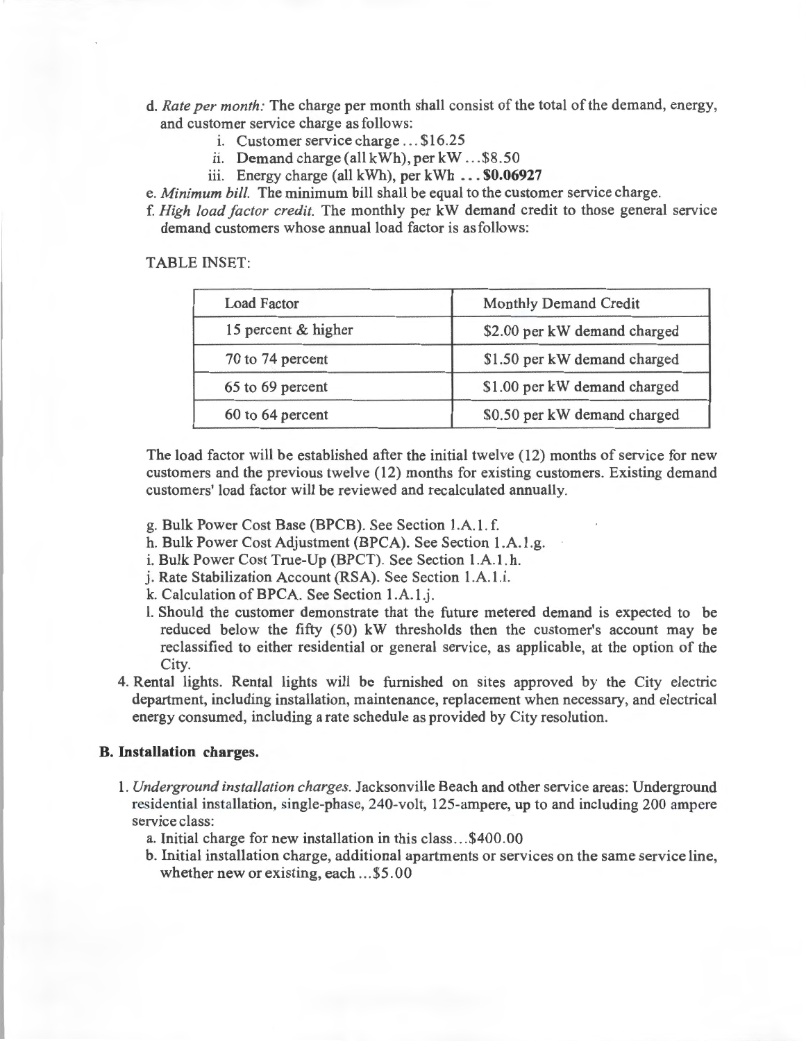d. *Rate per month:* The charge per month shall consist of the total of the demand, energy, and customer service charge as follows:

i. Customer service charge ... $16.25

ii. Demand charge (all kWh), per kW ... $8.50

iii. Energy charge (all kWh), per kWh ... **$0.06927**

e. *Minimum bill.* The minimum bill shall be equal to the customer service charge.

f. *High load factor credit.* The monthly per kW demand credit to those general service demand customers whose annual load factor is as follows:

TABLE INSET:

| Load Factor | Monthly Demand Credit |
| --- | --- |
| 15 percent & higher | $2.00 per kW demand charged |
| 70 to 74 percent | $1.50 per kW demand charged |
| 65 to 69 percent | $1.00 per kW demand charged |
| 60 to 64 percent | $0.50 per kW demand charged |

The load factor will be established after the initial twelve (12) months of service for new customers and the previous twelve (12) months for existing customers. Existing demand customers' load factor will be reviewed and recalculated annually.

g. Bulk Power Cost Base (BPCB). See Section 1.A.1.f.

h. Bulk Power Cost Adjustment (BPCA). See Section 1.A.1.g.

i. Bulk Power Cost True-Up (BPCT). See Section 1.A.1.h.

j. Rate Stabilization Account (RSA). See Section 1.A.1.i.

k. Calculation of BPCA. See Section 1.A.1.j.

l. Should the customer demonstrate that the future metered demand is expected to be reduced below the fifty (50) kW thresholds then the customer's account may be reclassified to either residential or general service, as applicable, at the option of the City.

4. Rental lights. Rental lights will be furnished on sites approved by the City electric department, including installation, maintenance, replacement when necessary, and electrical energy consumed, including a rate schedule as provided by City resolution.

**B. Installation charges.**

1. *Underground installation charges.* Jacksonville Beach and other service areas: Underground residential installation, single-phase, 240-volt, 125-ampere, up to and including 200 ampere service class:

   a. Initial charge for new installation in this class... $400.00

   b. Initial installation charge, additional apartments or services on the same service line, whether new or existing, each ... $5.00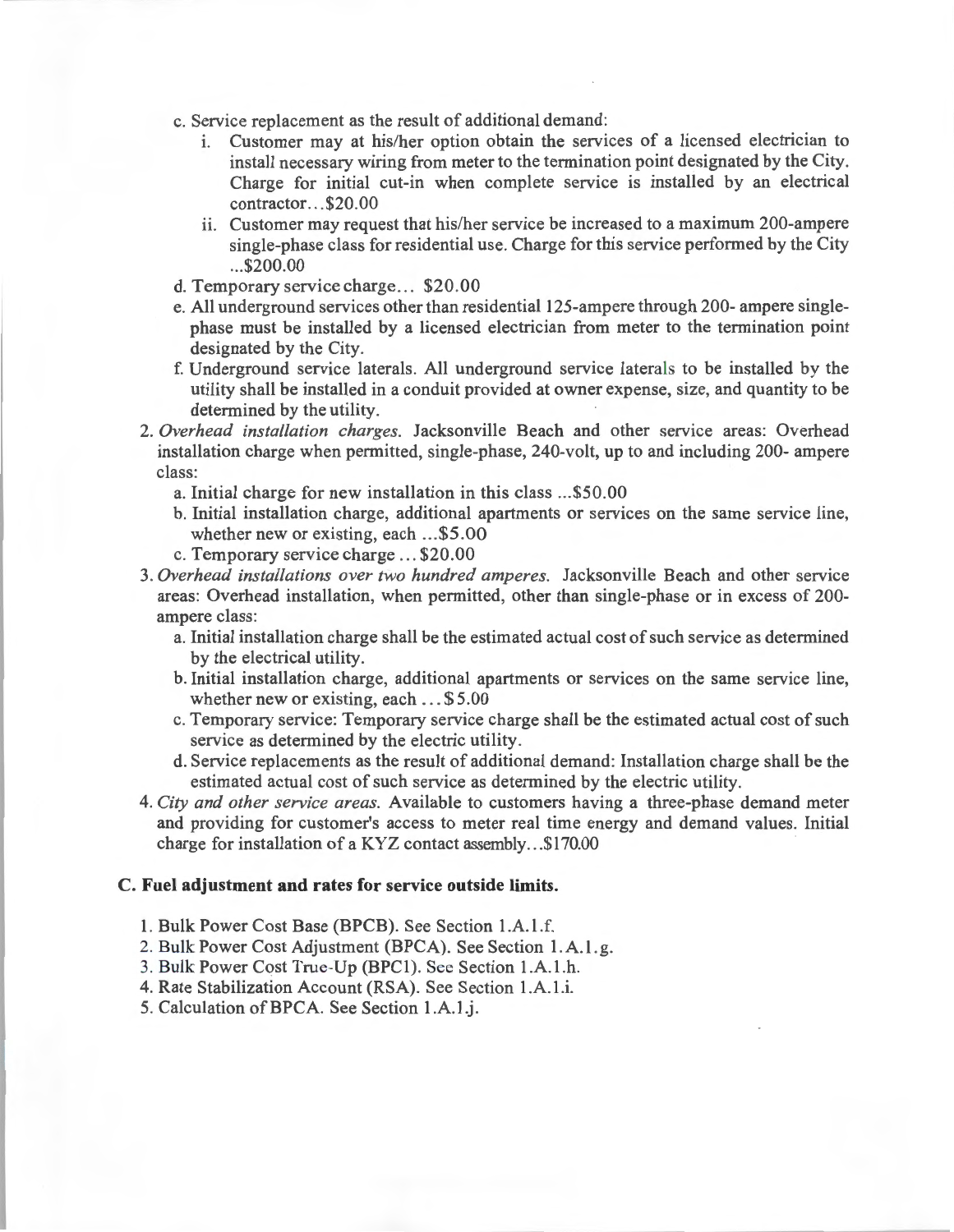- c. Service replacement as the result of additional demand:
    - i. Customer may at his/her option obtain the services of a licensed electrician to install necessary wiring from meter to the termination point designated by the City. Charge for initial cut-in when complete service is installed by an electrical contractor...$20.00
    - ii. Customer may request that his/her service be increased to a maximum 200-ampere single-phase class for residential use. Charge for this service performed by the City ...$200.00
- d. Temporary service charge... $20.00
- e. All underground services other than residential 125-ampere through 200- ampere single-phase must be installed by a licensed electrician from meter to the termination point designated by the City.
- f. Underground service laterals. All underground service laterals to be installed by the utility shall be installed in a conduit provided at owner expense, size, and quantity to be determined by the utility.

2. *Overhead installation charges.* Jacksonville Beach and other service areas: Overhead installation charge when permitted, single-phase, 240-volt, up to and including 200- ampere class:
    - a. Initial charge for new installation in this class ...$50.00
    - b. Initial installation charge, additional apartments or services on the same service line, whether new or existing, each ...$5.00
    - c. Temporary service charge ... $20.00
3. *Overhead installations over two hundred amperes.* Jacksonville Beach and other service areas: Overhead installation, when permitted, other than single-phase or in excess of 200-ampere class:
    - a. Initial installation charge shall be the estimated actual cost of such service as determined by the electrical utility.
    - b. Initial installation charge, additional apartments or services on the same service line, whether new or existing, each ... $5.00
    - c. Temporary service: Temporary service charge shall be the estimated actual cost of such service as determined by the electric utility.
    - d. Service replacements as the result of additional demand: Installation charge shall be the estimated actual cost of such service as determined by the electric utility.
4. *City and other service areas.* Available to customers having a three-phase demand meter and providing for customer's access to meter real time energy and demand values. Initial charge for installation of a KYZ contact assembly...$170.00

### C. Fuel adjustment and rates for service outside limits.

1. Bulk Power Cost Base (BPCB). See Section 1.A.1.f.
2. Bulk Power Cost Adjustment (BPCA). See Section 1.A.1.g.
3. Bulk Power Cost True-Up (BPC1). See Section 1.A.1.h.
4. Rate Stabilization Account (RSA). See Section 1.A.1.i.
5. Calculation of BPCA. See Section 1.A.1.j.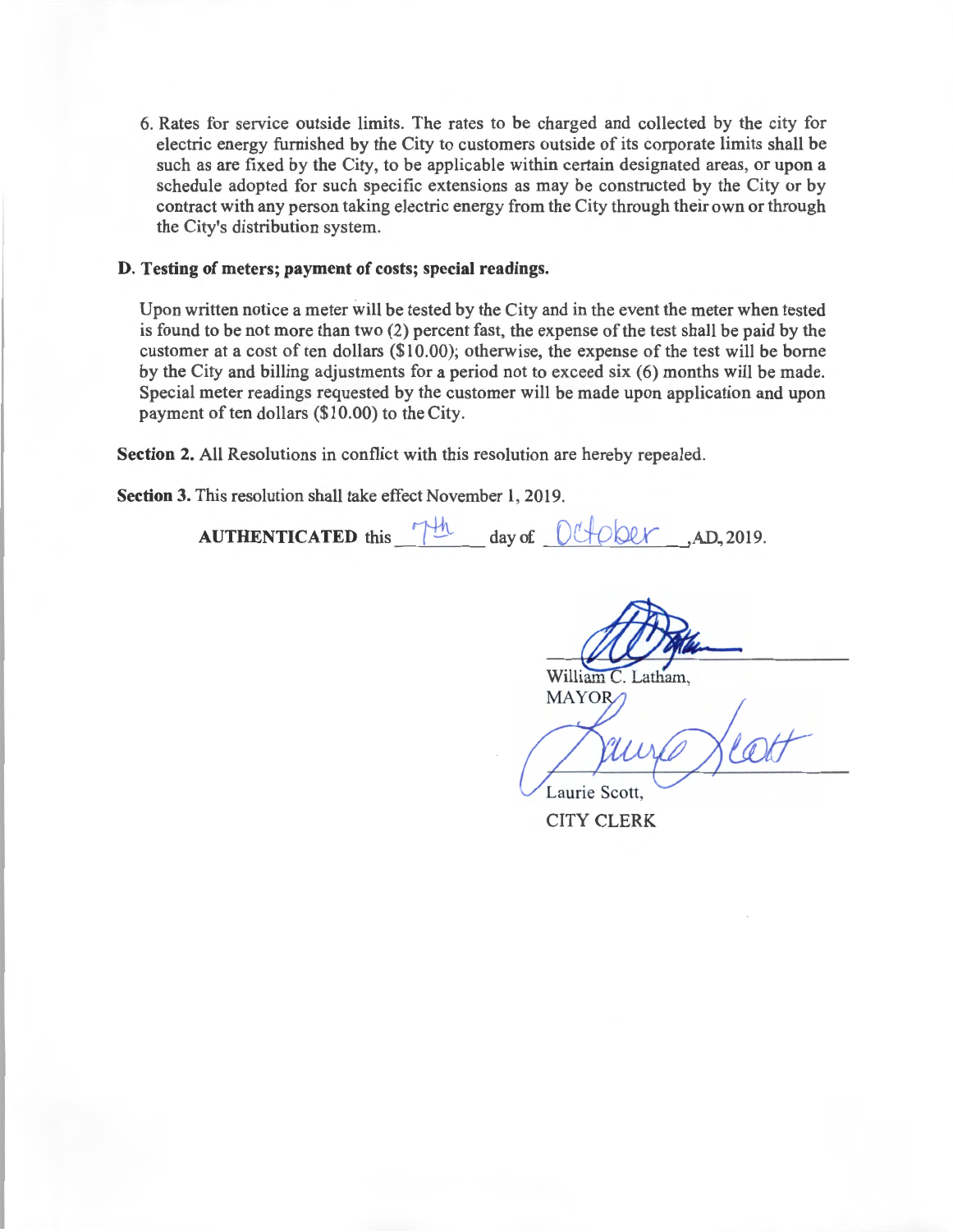6. Rates for service outside limits. The rates to be charged and collected by the city for electric energy furnished by the City to customers outside of its corporate limits shall be such as are fixed by the City, to be applicable within certain designated areas, or upon a schedule adopted for such specific extensions as may be constructed by the City or by contract with any person taking electric energy from the City through their own or through the City's distribution system.

**D. Testing of meters; payment of costs; special readings.**

Upon written notice a meter will be tested by the City and in the event the meter when tested is found to be not more than two (2) percent fast, the expense of the test shall be paid by the customer at a cost of ten dollars ($10.00); otherwise, the expense of the test will be borne by the City and billing adjustments for a period not to exceed six (6) months will be made. Special meter readings requested by the customer will be made upon application and upon payment of ten dollars ($10.00) to the City.

**Section 2.** All Resolutions in conflict with this resolution are hereby repealed.

**Section 3.** This resolution shall take effect November 1, 2019.

**AUTHENTICATED** this 7th day of October, AD, 2019.

William C. Latham,
MAYOR

Laurie Scott,
CITY CLERK